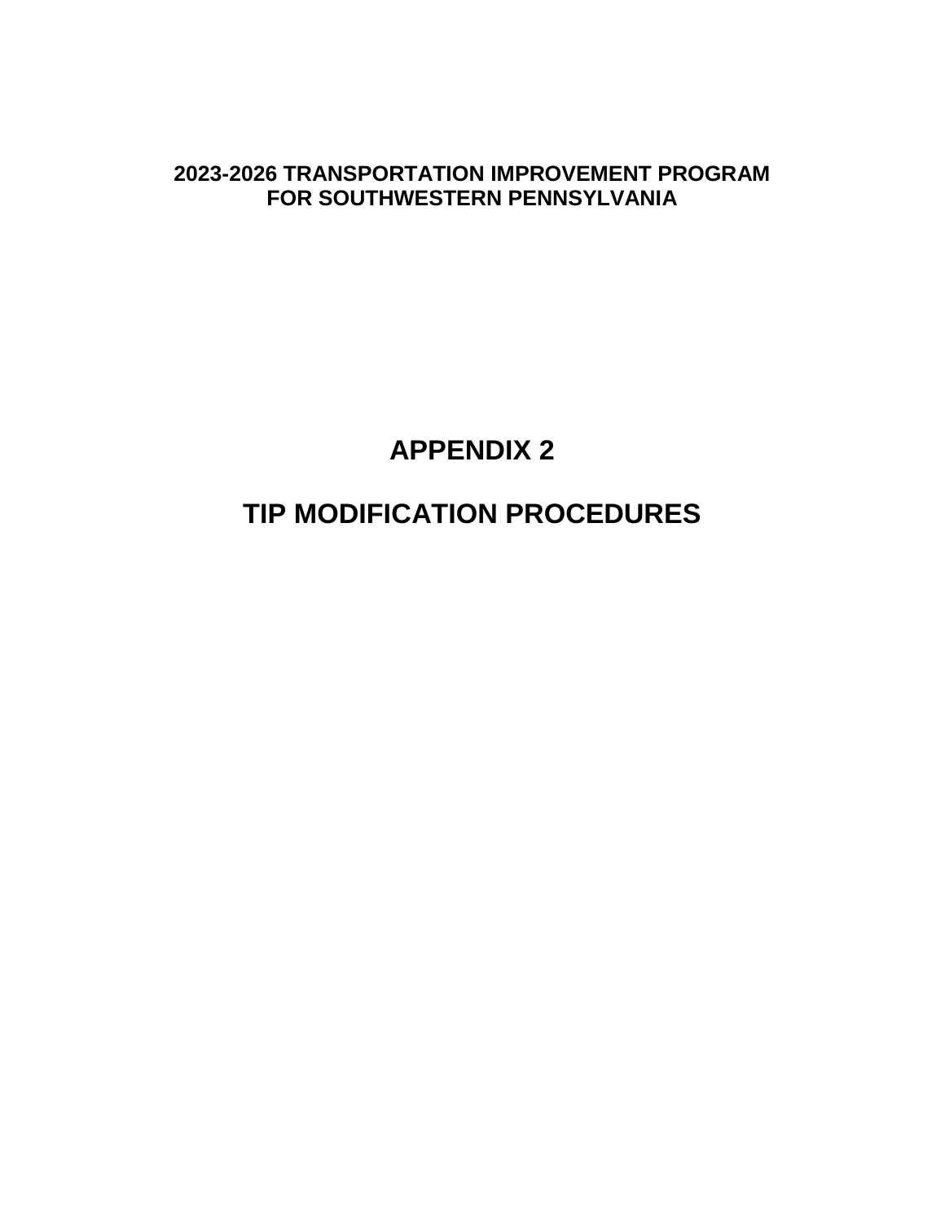**2023-2026 TRANSPORTATION IMPROVEMENT PROGRAM**
**FOR SOUTHWESTERN PENNSYLVANIA**

# APPENDIX 2

# TIP MODIFICATION PROCEDURES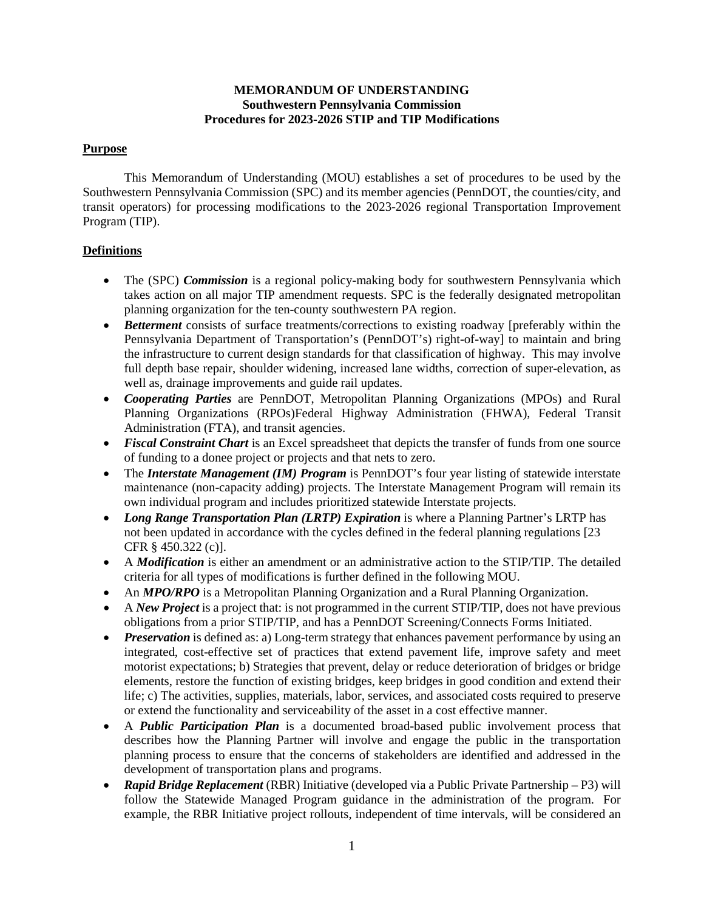**MEMORANDUM OF UNDERSTANDING**
**Southwestern Pennsylvania Commission**
**Procedures for 2023-2026 STIP and TIP Modifications**

## Purpose

This Memorandum of Understanding (MOU) establishes a set of procedures to be used by the Southwestern Pennsylvania Commission (SPC) and its member agencies (PennDOT, the counties/city, and transit operators) for processing modifications to the 2023-2026 regional Transportation Improvement Program (TIP).

## Definitions

- The (SPC) ***Commission*** is a regional policy-making body for southwestern Pennsylvania which takes action on all major TIP amendment requests. SPC is the federally designated metropolitan planning organization for the ten-county southwestern PA region.
- ***Betterment*** consists of surface treatments/corrections to existing roadway [preferably within the Pennsylvania Department of Transportation's (PennDOT's) right-of-way] to maintain and bring the infrastructure to current design standards for that classification of highway. This may involve full depth base repair, shoulder widening, increased lane widths, correction of super-elevation, as well as, drainage improvements and guide rail updates.
- ***Cooperating Parties*** are PennDOT, Metropolitan Planning Organizations (MPOs) and Rural Planning Organizations (RPOs)Federal Highway Administration (FHWA), Federal Transit Administration (FTA), and transit agencies.
- ***Fiscal Constraint Chart*** is an Excel spreadsheet that depicts the transfer of funds from one source of funding to a donee project or projects and that nets to zero.
- The ***Interstate Management (IM) Program*** is PennDOT's four year listing of statewide interstate maintenance (non-capacity adding) projects. The Interstate Management Program will remain its own individual program and includes prioritized statewide Interstate projects.
- ***Long Range Transportation Plan (LRTP) Expiration*** is where a Planning Partner's LRTP has not been updated in accordance with the cycles defined in the federal planning regulations [23 CFR § 450.322 (c)].
- A ***Modification*** is either an amendment or an administrative action to the STIP/TIP. The detailed criteria for all types of modifications is further defined in the following MOU.
- An ***MPO/RPO*** is a Metropolitan Planning Organization and a Rural Planning Organization.
- A ***New Project*** is a project that: is not programmed in the current STIP/TIP, does not have previous obligations from a prior STIP/TIP, and has a PennDOT Screening/Connects Forms Initiated.
- ***Preservation*** is defined as: a) Long-term strategy that enhances pavement performance by using an integrated, cost-effective set of practices that extend pavement life, improve safety and meet motorist expectations; b) Strategies that prevent, delay or reduce deterioration of bridges or bridge elements, restore the function of existing bridges, keep bridges in good condition and extend their life; c) The activities, supplies, materials, labor, services, and associated costs required to preserve or extend the functionality and serviceability of the asset in a cost effective manner.
- A ***Public Participation Plan*** is a documented broad-based public involvement process that describes how the Planning Partner will involve and engage the public in the transportation planning process to ensure that the concerns of stakeholders are identified and addressed in the development of transportation plans and programs.
- ***Rapid Bridge Replacement*** (RBR) Initiative (developed via a Public Private Partnership – P3) will follow the Statewide Managed Program guidance in the administration of the program. For example, the RBR Initiative project rollouts, independent of time intervals, will be considered an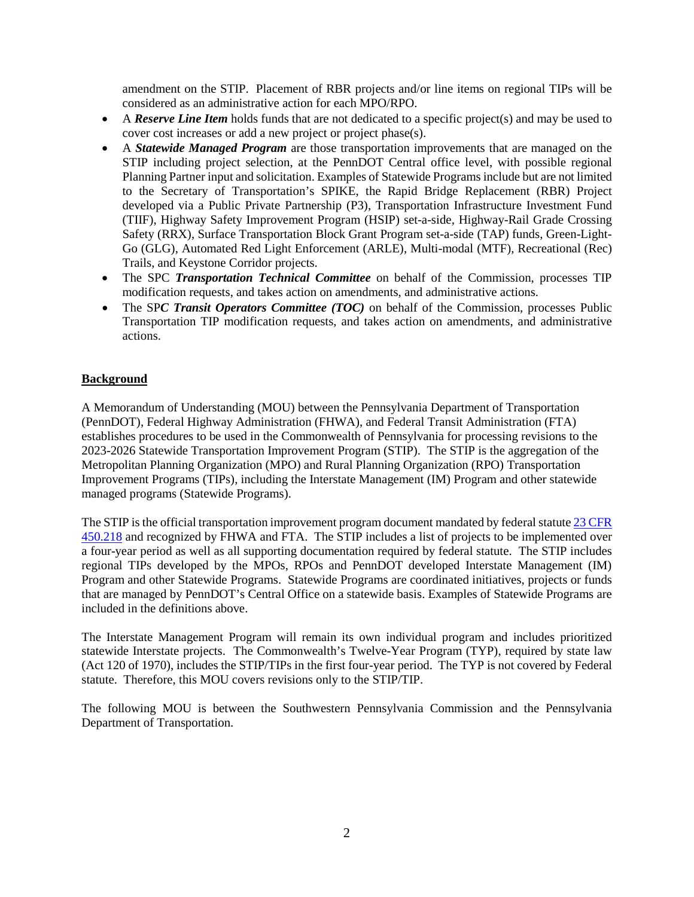amendment on the STIP. Placement of RBR projects and/or line items on regional TIPs will be considered as an administrative action for each MPO/RPO.

- A ***Reserve Line Item*** holds funds that are not dedicated to a specific project(s) and may be used to cover cost increases or add a new project or project phase(s).
- A ***Statewide Managed Program*** are those transportation improvements that are managed on the STIP including project selection, at the PennDOT Central office level, with possible regional Planning Partner input and solicitation. Examples of Statewide Programs include but are not limited to the Secretary of Transportation's SPIKE, the Rapid Bridge Replacement (RBR) Project developed via a Public Private Partnership (P3), Transportation Infrastructure Investment Fund (TIIF), Highway Safety Improvement Program (HSIP) set-a-side, Highway-Rail Grade Crossing Safety (RRX), Surface Transportation Block Grant Program set-a-side (TAP) funds, Green-Light-Go (GLG), Automated Red Light Enforcement (ARLE), Multi-modal (MTF), Recreational (Rec) Trails, and Keystone Corridor projects.
- The SPC ***Transportation Technical Committee*** on behalf of the Commission, processes TIP modification requests, and takes action on amendments, and administrative actions.
- The SP***C Transit Operators Committee (TOC)*** on behalf of the Commission, processes Public Transportation TIP modification requests, and takes action on amendments, and administrative actions.

## Background

A Memorandum of Understanding (MOU) between the Pennsylvania Department of Transportation (PennDOT), Federal Highway Administration (FHWA), and Federal Transit Administration (FTA) establishes procedures to be used in the Commonwealth of Pennsylvania for processing revisions to the 2023-2026 Statewide Transportation Improvement Program (STIP). The STIP is the aggregation of the Metropolitan Planning Organization (MPO) and Rural Planning Organization (RPO) Transportation Improvement Programs (TIPs), including the Interstate Management (IM) Program and other statewide managed programs (Statewide Programs).

The STIP is the official transportation improvement program document mandated by federal statute 23 CFR 450.218 and recognized by FHWA and FTA. The STIP includes a list of projects to be implemented over a four-year period as well as all supporting documentation required by federal statute. The STIP includes regional TIPs developed by the MPOs, RPOs and PennDOT developed Interstate Management (IM) Program and other Statewide Programs. Statewide Programs are coordinated initiatives, projects or funds that are managed by PennDOT's Central Office on a statewide basis. Examples of Statewide Programs are included in the definitions above.

The Interstate Management Program will remain its own individual program and includes prioritized statewide Interstate projects. The Commonwealth's Twelve-Year Program (TYP), required by state law (Act 120 of 1970), includes the STIP/TIPs in the first four-year period. The TYP is not covered by Federal statute. Therefore, this MOU covers revisions only to the STIP/TIP.

The following MOU is between the Southwestern Pennsylvania Commission and the Pennsylvania Department of Transportation.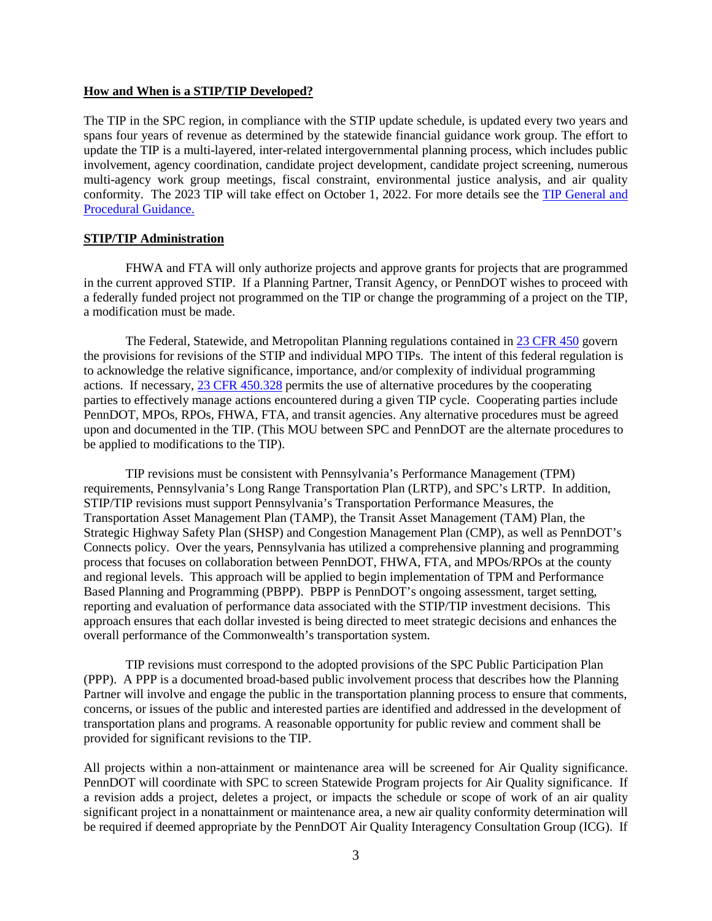**How and When is a STIP/TIP Developed?**

The TIP in the SPC region, in compliance with the STIP update schedule, is updated every two years and spans four years of revenue as determined by the statewide financial guidance work group. The effort to update the TIP is a multi-layered, inter-related intergovernmental planning process, which includes public involvement, agency coordination, candidate project development, candidate project screening, numerous multi-agency work group meetings, fiscal constraint, environmental justice analysis, and air quality conformity. The 2023 TIP will take effect on October 1, 2022. For more details see the [TIP General and Procedural Guidance.]()

**STIP/TIP Administration**

FHWA and FTA will only authorize projects and approve grants for projects that are programmed in the current approved STIP. If a Planning Partner, Transit Agency, or PennDOT wishes to proceed with a federally funded project not programmed on the TIP or change the programming of a project on the TIP, a modification must be made.

The Federal, Statewide, and Metropolitan Planning regulations contained in [23 CFR 450]() govern the provisions for revisions of the STIP and individual MPO TIPs. The intent of this federal regulation is to acknowledge the relative significance, importance, and/or complexity of individual programming actions. If necessary, [23 CFR 450.328]() permits the use of alternative procedures by the cooperating parties to effectively manage actions encountered during a given TIP cycle. Cooperating parties include PennDOT, MPOs, RPOs, FHWA, FTA, and transit agencies. Any alternative procedures must be agreed upon and documented in the TIP. (This MOU between SPC and PennDOT are the alternate procedures to be applied to modifications to the TIP).

TIP revisions must be consistent with Pennsylvania's Performance Management (TPM) requirements, Pennsylvania's Long Range Transportation Plan (LRTP), and SPC's LRTP. In addition, STIP/TIP revisions must support Pennsylvania's Transportation Performance Measures, the Transportation Asset Management Plan (TAMP), the Transit Asset Management (TAM) Plan, the Strategic Highway Safety Plan (SHSP) and Congestion Management Plan (CMP), as well as PennDOT's Connects policy. Over the years, Pennsylvania has utilized a comprehensive planning and programming process that focuses on collaboration between PennDOT, FHWA, FTA, and MPOs/RPOs at the county and regional levels. This approach will be applied to begin implementation of TPM and Performance Based Planning and Programming (PBPP). PBPP is PennDOT's ongoing assessment, target setting, reporting and evaluation of performance data associated with the STIP/TIP investment decisions. This approach ensures that each dollar invested is being directed to meet strategic decisions and enhances the overall performance of the Commonwealth's transportation system.

TIP revisions must correspond to the adopted provisions of the SPC Public Participation Plan (PPP). A PPP is a documented broad-based public involvement process that describes how the Planning Partner will involve and engage the public in the transportation planning process to ensure that comments, concerns, or issues of the public and interested parties are identified and addressed in the development of transportation plans and programs. A reasonable opportunity for public review and comment shall be provided for significant revisions to the TIP.

All projects within a non-attainment or maintenance area will be screened for Air Quality significance. PennDOT will coordinate with SPC to screen Statewide Program projects for Air Quality significance. If a revision adds a project, deletes a project, or impacts the schedule or scope of work of an air quality significant project in a nonattainment or maintenance area, a new air quality conformity determination will be required if deemed appropriate by the PennDOT Air Quality Interagency Consultation Group (ICG). If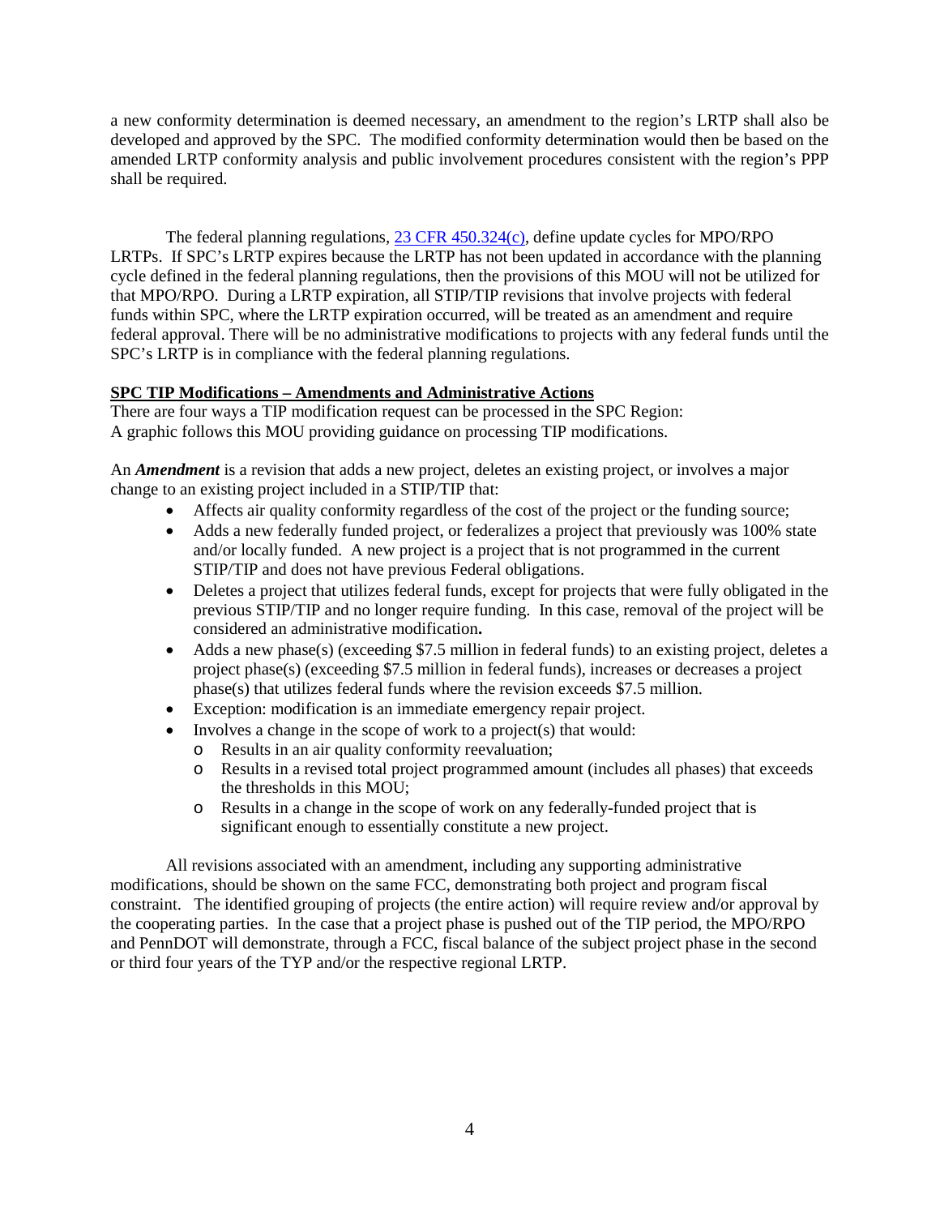a new conformity determination is deemed necessary, an amendment to the region's LRTP shall also be developed and approved by the SPC. The modified conformity determination would then be based on the amended LRTP conformity analysis and public involvement procedures consistent with the region's PPP shall be required.

The federal planning regulations, [23 CFR 450.324(c)](), define update cycles for MPO/RPO LRTPs. If SPC's LRTP expires because the LRTP has not been updated in accordance with the planning cycle defined in the federal planning regulations, then the provisions of this MOU will not be utilized for that MPO/RPO. During a LRTP expiration, all STIP/TIP revisions that involve projects with federal funds within SPC, where the LRTP expiration occurred, will be treated as an amendment and require federal approval. There will be no administrative modifications to projects with any federal funds until the SPC's LRTP is in compliance with the federal planning regulations.

**SPC TIP Modifications – Amendments and Administrative Actions**

There are four ways a TIP modification request can be processed in the SPC Region:
A graphic follows this MOU providing guidance on processing TIP modifications.

An ***Amendment*** is a revision that adds a new project, deletes an existing project, or involves a major change to an existing project included in a STIP/TIP that:

- Affects air quality conformity regardless of the cost of the project or the funding source;
- Adds a new federally funded project, or federalizes a project that previously was 100% state and/or locally funded. A new project is a project that is not programmed in the current STIP/TIP and does not have previous Federal obligations.
- Deletes a project that utilizes federal funds, except for projects that were fully obligated in the previous STIP/TIP and no longer require funding. In this case, removal of the project will be considered an administrative modification**.**
- Adds a new phase(s) (exceeding $7.5 million in federal funds) to an existing project, deletes a project phase(s) (exceeding $7.5 million in federal funds), increases or decreases a project phase(s) that utilizes federal funds where the revision exceeds $7.5 million.
- Exception: modification is an immediate emergency repair project.
- Involves a change in the scope of work to a project(s) that would:
  - Results in an air quality conformity reevaluation;
  - Results in a revised total project programmed amount (includes all phases) that exceeds the thresholds in this MOU;
  - Results in a change in the scope of work on any federally-funded project that is significant enough to essentially constitute a new project.

All revisions associated with an amendment, including any supporting administrative modifications, should be shown on the same FCC, demonstrating both project and program fiscal constraint. The identified grouping of projects (the entire action) will require review and/or approval by the cooperating parties. In the case that a project phase is pushed out of the TIP period, the MPO/RPO and PennDOT will demonstrate, through a FCC, fiscal balance of the subject project phase in the second or third four years of the TYP and/or the respective regional LRTP.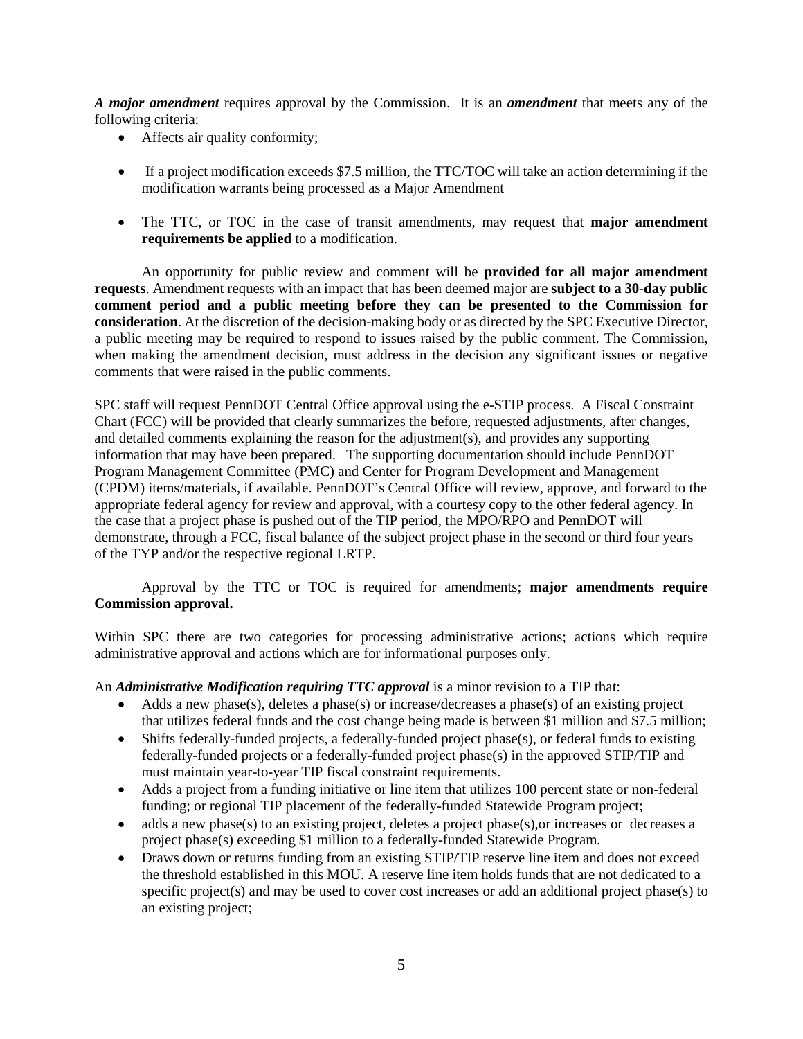***A major amendment*** requires approval by the Commission. It is an ***amendment*** that meets any of the following criteria:

- Affects air quality conformity;
- If a project modification exceeds $7.5 million, the TTC/TOC will take an action determining if the modification warrants being processed as a Major Amendment
- The TTC, or TOC in the case of transit amendments, may request that **major amendment requirements be applied** to a modification.

An opportunity for public review and comment will be **provided for all major amendment requests**. Amendment requests with an impact that has been deemed major are **subject to a 30-day public comment period and a public meeting before they can be presented to the Commission for consideration**. At the discretion of the decision-making body or as directed by the SPC Executive Director, a public meeting may be required to respond to issues raised by the public comment. The Commission, when making the amendment decision, must address in the decision any significant issues or negative comments that were raised in the public comments.

SPC staff will request PennDOT Central Office approval using the e-STIP process. A Fiscal Constraint Chart (FCC) will be provided that clearly summarizes the before, requested adjustments, after changes, and detailed comments explaining the reason for the adjustment(s), and provides any supporting information that may have been prepared. The supporting documentation should include PennDOT Program Management Committee (PMC) and Center for Program Development and Management (CPDM) items/materials, if available. PennDOT's Central Office will review, approve, and forward to the appropriate federal agency for review and approval, with a courtesy copy to the other federal agency. In the case that a project phase is pushed out of the TIP period, the MPO/RPO and PennDOT will demonstrate, through a FCC, fiscal balance of the subject project phase in the second or third four years of the TYP and/or the respective regional LRTP.

Approval by the TTC or TOC is required for amendments; **major amendments require Commission approval.**

Within SPC there are two categories for processing administrative actions; actions which require administrative approval and actions which are for informational purposes only.

An ***Administrative Modification requiring TTC approval*** is a minor revision to a TIP that:

- Adds a new phase(s), deletes a phase(s) or increase/decreases a phase(s) of an existing project that utilizes federal funds and the cost change being made is between $1 million and $7.5 million;
- Shifts federally-funded projects, a federally-funded project phase(s), or federal funds to existing federally-funded projects or a federally-funded project phase(s) in the approved STIP/TIP and must maintain year-to-year TIP fiscal constraint requirements.
- Adds a project from a funding initiative or line item that utilizes 100 percent state or non-federal funding; or regional TIP placement of the federally-funded Statewide Program project;
- adds a new phase(s) to an existing project, deletes a project phase(s),or increases or decreases a project phase(s) exceeding $1 million to a federally-funded Statewide Program.
- Draws down or returns funding from an existing STIP/TIP reserve line item and does not exceed the threshold established in this MOU. A reserve line item holds funds that are not dedicated to a specific project(s) and may be used to cover cost increases or add an additional project phase(s) to an existing project;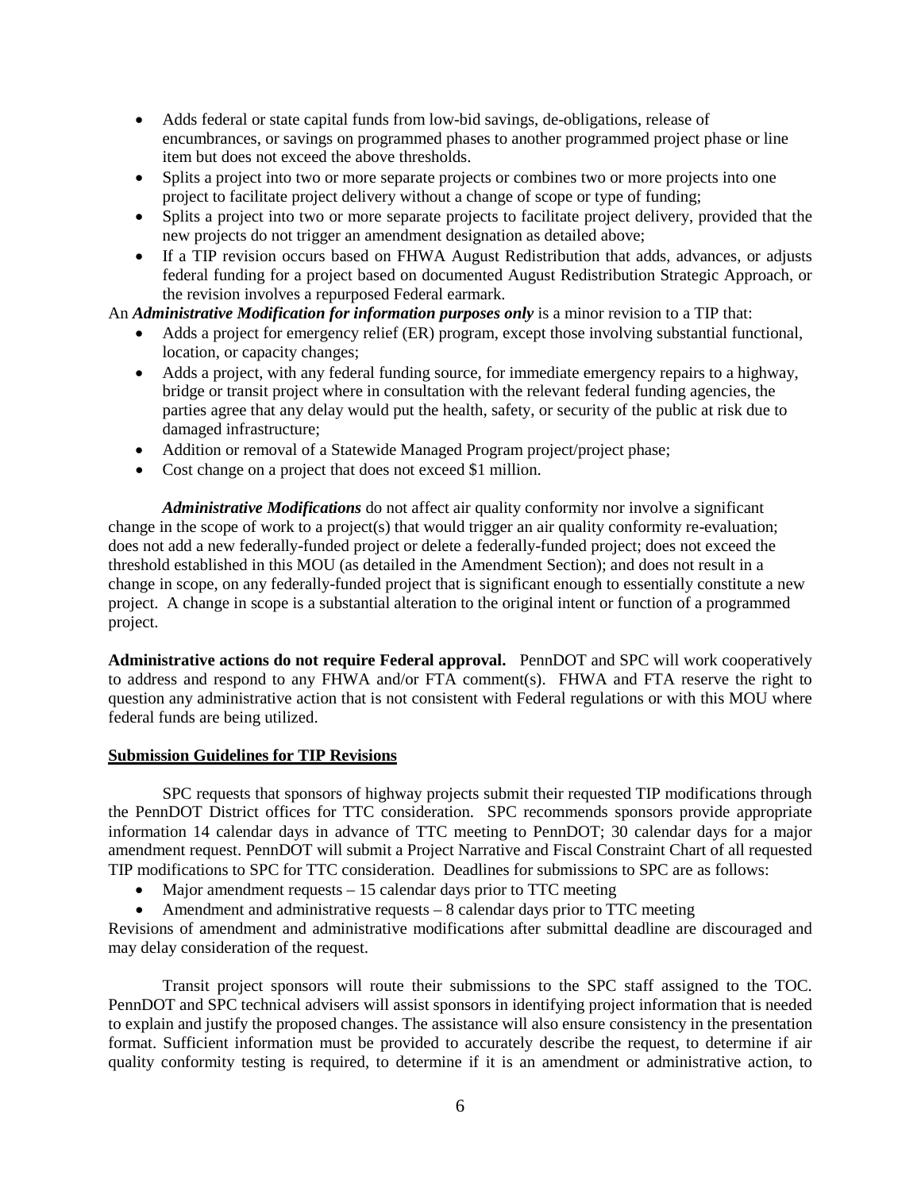- Adds federal or state capital funds from low-bid savings, de-obligations, release of encumbrances, or savings on programmed phases to another programmed project phase or line item but does not exceed the above thresholds.
- Splits a project into two or more separate projects or combines two or more projects into one project to facilitate project delivery without a change of scope or type of funding;
- Splits a project into two or more separate projects to facilitate project delivery, provided that the new projects do not trigger an amendment designation as detailed above;
- If a TIP revision occurs based on FHWA August Redistribution that adds, advances, or adjusts federal funding for a project based on documented August Redistribution Strategic Approach, or the revision involves a repurposed Federal earmark.

An ***Administrative Modification for information purposes only*** is a minor revision to a TIP that:

- Adds a project for emergency relief (ER) program, except those involving substantial functional, location, or capacity changes;
- Adds a project, with any federal funding source, for immediate emergency repairs to a highway, bridge or transit project where in consultation with the relevant federal funding agencies, the parties agree that any delay would put the health, safety, or security of the public at risk due to damaged infrastructure;
- Addition or removal of a Statewide Managed Program project/project phase;
- Cost change on a project that does not exceed $1 million.

***Administrative Modifications*** do not affect air quality conformity nor involve a significant change in the scope of work to a project(s) that would trigger an air quality conformity re-evaluation; does not add a new federally-funded project or delete a federally-funded project; does not exceed the threshold established in this MOU (as detailed in the Amendment Section); and does not result in a change in scope, on any federally-funded project that is significant enough to essentially constitute a new project. A change in scope is a substantial alteration to the original intent or function of a programmed project.

**Administrative actions do not require Federal approval.** PennDOT and SPC will work cooperatively to address and respond to any FHWA and/or FTA comment(s). FHWA and FTA reserve the right to question any administrative action that is not consistent with Federal regulations or with this MOU where federal funds are being utilized.

**Submission Guidelines for TIP Revisions**

SPC requests that sponsors of highway projects submit their requested TIP modifications through the PennDOT District offices for TTC consideration. SPC recommends sponsors provide appropriate information 14 calendar days in advance of TTC meeting to PennDOT; 30 calendar days for a major amendment request. PennDOT will submit a Project Narrative and Fiscal Constraint Chart of all requested TIP modifications to SPC for TTC consideration. Deadlines for submissions to SPC are as follows:

- Major amendment requests – 15 calendar days prior to TTC meeting
- Amendment and administrative requests – 8 calendar days prior to TTC meeting

Revisions of amendment and administrative modifications after submittal deadline are discouraged and may delay consideration of the request.

Transit project sponsors will route their submissions to the SPC staff assigned to the TOC. PennDOT and SPC technical advisers will assist sponsors in identifying project information that is needed to explain and justify the proposed changes. The assistance will also ensure consistency in the presentation format. Sufficient information must be provided to accurately describe the request, to determine if air quality conformity testing is required, to determine if it is an amendment or administrative action, to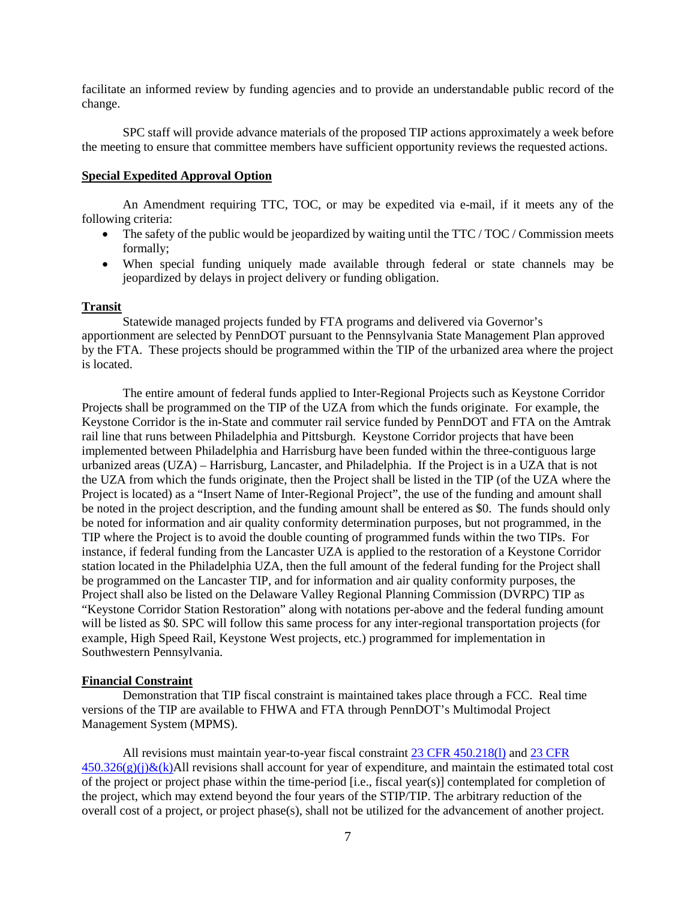facilitate an informed review by funding agencies and to provide an understandable public record of the change.

SPC staff will provide advance materials of the proposed TIP actions approximately a week before the meeting to ensure that committee members have sufficient opportunity reviews the requested actions.

**Special Expedited Approval Option**

An Amendment requiring TTC, TOC, or may be expedited via e-mail, if it meets any of the following criteria:

- The safety of the public would be jeopardized by waiting until the TTC / TOC / Commission meets formally;
- When special funding uniquely made available through federal or state channels may be jeopardized by delays in project delivery or funding obligation.

**Transit**

Statewide managed projects funded by FTA programs and delivered via Governor's apportionment are selected by PennDOT pursuant to the Pennsylvania State Management Plan approved by the FTA. These projects should be programmed within the TIP of the urbanized area where the project is located.

The entire amount of federal funds applied to Inter-Regional Projects such as Keystone Corridor Projects shall be programmed on the TIP of the UZA from which the funds originate. For example, the Keystone Corridor is the in-State and commuter rail service funded by PennDOT and FTA on the Amtrak rail line that runs between Philadelphia and Pittsburgh. Keystone Corridor projects that have been implemented between Philadelphia and Harrisburg have been funded within the three-contiguous large urbanized areas (UZA) – Harrisburg, Lancaster, and Philadelphia. If the Project is in a UZA that is not the UZA from which the funds originate, then the Project shall be listed in the TIP (of the UZA where the Project is located) as a "Insert Name of Inter-Regional Project", the use of the funding and amount shall be noted in the project description, and the funding amount shall be entered as $0. The funds should only be noted for information and air quality conformity determination purposes, but not programmed, in the TIP where the Project is to avoid the double counting of programmed funds within the two TIPs. For instance, if federal funding from the Lancaster UZA is applied to the restoration of a Keystone Corridor station located in the Philadelphia UZA, then the full amount of the federal funding for the Project shall be programmed on the Lancaster TIP, and for information and air quality conformity purposes, the Project shall also be listed on the Delaware Valley Regional Planning Commission (DVRPC) TIP as "Keystone Corridor Station Restoration" along with notations per-above and the federal funding amount will be listed as $0. SPC will follow this same process for any inter-regional transportation projects (for example, High Speed Rail, Keystone West projects, etc.) programmed for implementation in Southwestern Pennsylvania.

**Financial Constraint**

Demonstration that TIP fiscal constraint is maintained takes place through a FCC. Real time versions of the TIP are available to FHWA and FTA through PennDOT's Multimodal Project Management System (MPMS).

All revisions must maintain year-to-year fiscal constraint 23 CFR 450.218(l) and 23 CFR 450.326(g)(j)&(k)All revisions shall account for year of expenditure, and maintain the estimated total cost of the project or project phase within the time-period [i.e., fiscal year(s)] contemplated for completion of the project, which may extend beyond the four years of the STIP/TIP. The arbitrary reduction of the overall cost of a project, or project phase(s), shall not be utilized for the advancement of another project.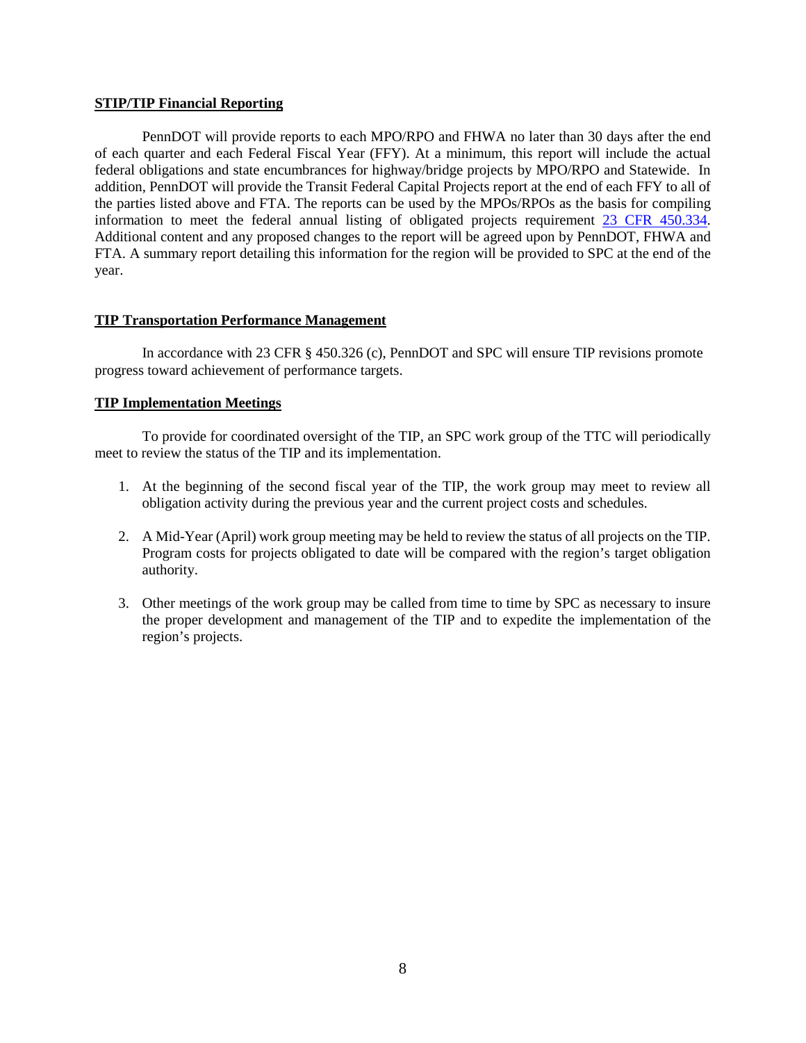## STIP/TIP Financial Reporting

PennDOT will provide reports to each MPO/RPO and FHWA no later than 30 days after the end of each quarter and each Federal Fiscal Year (FFY). At a minimum, this report will include the actual federal obligations and state encumbrances for highway/bridge projects by MPO/RPO and Statewide. In addition, PennDOT will provide the Transit Federal Capital Projects report at the end of each FFY to all of the parties listed above and FTA. The reports can be used by the MPOs/RPOs as the basis for compiling information to meet the federal annual listing of obligated projects requirement 23 CFR 450.334. Additional content and any proposed changes to the report will be agreed upon by PennDOT, FHWA and FTA. A summary report detailing this information for the region will be provided to SPC at the end of the year.

## TIP Transportation Performance Management

In accordance with 23 CFR § 450.326 (c), PennDOT and SPC will ensure TIP revisions promote progress toward achievement of performance targets.

## TIP Implementation Meetings

To provide for coordinated oversight of the TIP, an SPC work group of the TTC will periodically meet to review the status of the TIP and its implementation.

1. At the beginning of the second fiscal year of the TIP, the work group may meet to review all obligation activity during the previous year and the current project costs and schedules.

2. A Mid-Year (April) work group meeting may be held to review the status of all projects on the TIP. Program costs for projects obligated to date will be compared with the region's target obligation authority.

3. Other meetings of the work group may be called from time to time by SPC as necessary to insure the proper development and management of the TIP and to expedite the implementation of the region's projects.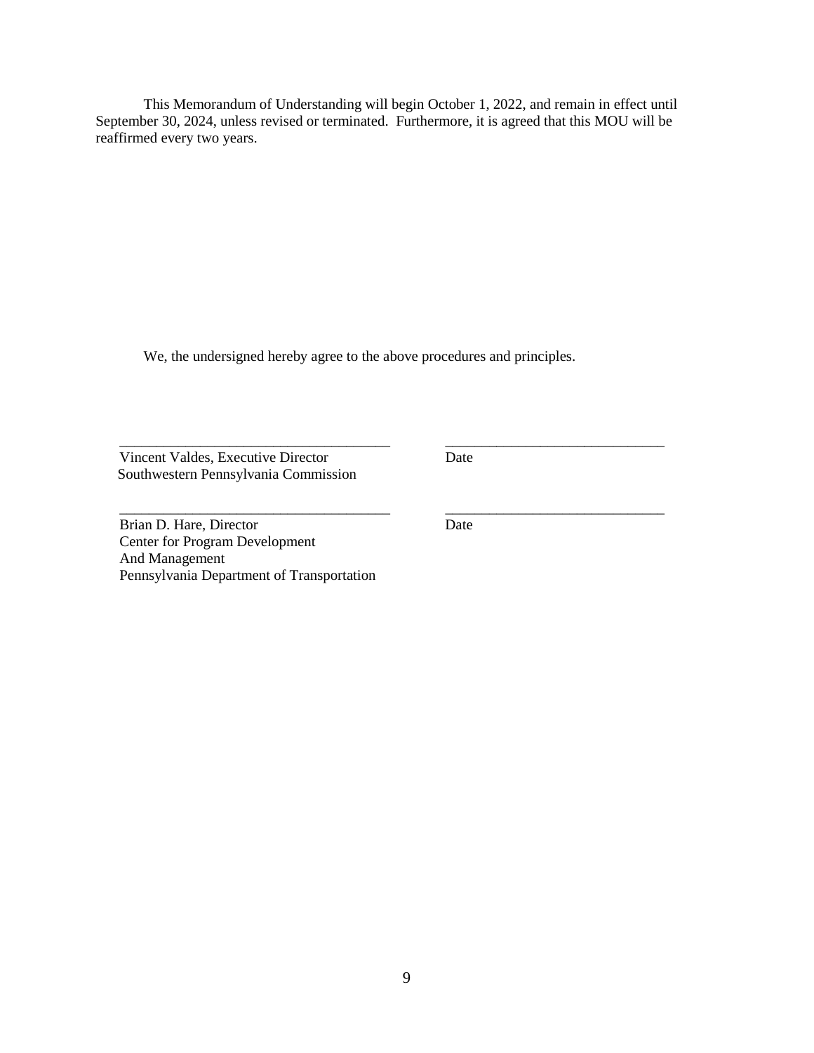This Memorandum of Understanding will begin October 1, 2022, and remain in effect until September 30, 2024, unless revised or terminated. Furthermore, it is agreed that this MOU will be reaffirmed every two years.

We, the undersigned hereby agree to the above procedures and principles.

| | |
|---|---|
| ______________________________________<br>Vincent Valdes, Executive Director<br>Southwestern Pennsylvania Commission | ______________________________<br>Date |
| ______________________________________<br>Brian D. Hare, Director<br>Center for Program Development<br>And Management<br>Pennsylvania Department of Transportation | ______________________________<br>Date |